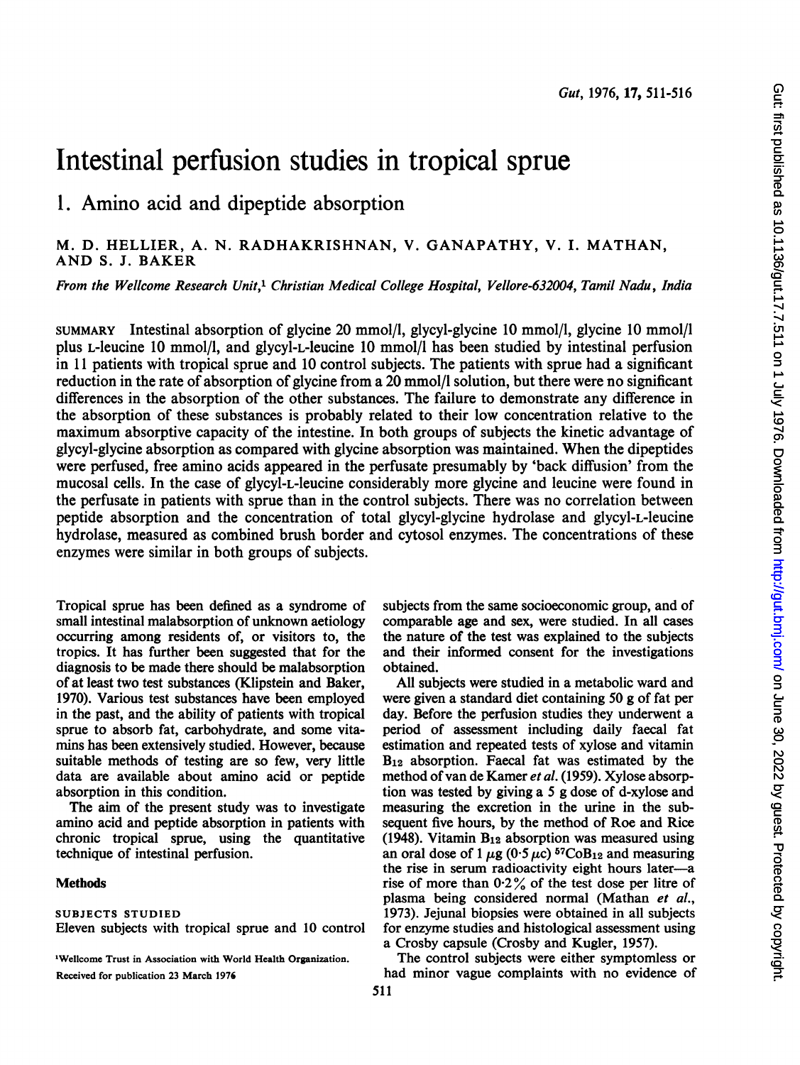# Intestinal perfusion studies in tropical sprue

## 1. Amino acid and dipeptide absorption

M. D. HELLIER, A. N. RADHAKRISHNAN, V. GANAPATHY, V. I. MATHAN, AND S. J. BAKER

*From the Wellcome Research Unit,[1] Christian Medical College Hospital, Vellore-632004, Tamil Nadu, India*

SUMMARY Intestinal absorption of glycine 20 mmol/l, glycyl-glycine 10 mmol/l, glycine 10 mmol/l plus L-leucine 10 mmol/l, and glycyl-L-leucine 10 mmol/l has been studied by intestinal perfusion in 11 patients with tropical sprue and 10 control subjects. The patients with sprue had a significant reduction in the rate of absorption of glycine from a 20 mmol/l solution, but there were no significant differences in the absorption of the other substances. The failure to demonstrate any difference in the absorption of these substances is probably related to their low concentration relative to the maximum absorptive capacity of the intestine. In both groups of subjects the kinetic advantage of glycyl-glycine absorption as compared with glycine absorption was maintained. When the dipeptides were perfused, free amino acids appeared in the perfusate presumably by 'back diffusion' from the mucosal cells. In the case of glycyl-L-leucine considerably more glycine and leucine were found in the perfusate in patients with sprue than in the control subjects. There was no correlation between peptide absorption and the concentration of total glycyl-glycine hydrolase and glycyl-L-leucine hydrolase, measured as combined brush border and cytosol enzymes. The concentrations of these enzymes were similar in both groups of subjects.

Tropical sprue has been defined as a syndrome of small intestinal malabsorption of unknown aetiology occurring among residents of, or visitors to, the tropics. It has further been suggested that for the diagnosis to be made there should be malabsorption of at least two test substances (Klipstein and Baker, 1970). Various test substances have been employed in the past, and the ability of patients with tropical sprue to absorb fat, carbohydrate, and some vitamins has been extensively studied. However, because suitable methods of testing are so few, very little data are available about amino acid or peptide absorption in this condition.

The aim of the present study was to investigate amino acid and peptide absorption in patients with chronic tropical sprue, using the quantitative technique of intestinal perfusion.

### Methods

SUBJECTS STUDIED

Eleven subjects with tropical sprue and 10 control subjects from the same socioeconomic group, and of comparable age and sex, were studied. In all cases the nature of the test was explained to the subjects and their informed consent for the investigations obtained.

All subjects were studied in a metabolic ward and were given a standard diet containing 50 g of fat per day. Before the perfusion studies they underwent a period of assessment including daily faecal fat estimation and repeated tests of xylose and vitamin $B_{12}$ absorption. Faecal fat was estimated by the method of van de Kamer *et al.* (1959). Xylose absorption was tested by giving a 5 g dose of d-xylose and measuring the excretion in the urine in the subsequent five hours, by the method of Roe and Rice (1948). Vitamin $B_{12}$ absorption was measured using an oral dose of 1 $\mu$g (0·5 $\mu$c) $^{57}CoB_{12}$ and measuring the rise in serum radioactivity eight hours later—a rise of more than 0·2% of the test dose per litre of plasma being considered normal (Mathan *et al.*, 1973). Jejunal biopsies were obtained in all subjects for enzyme studies and histological assessment using a Crosby capsule (Crosby and Kugler, 1957).

The control subjects were either symptomless or had minor vague complaints with no evidence of

[1] Wellcome Trust in Association with World Health Organization.

Received for publication 23 March 1976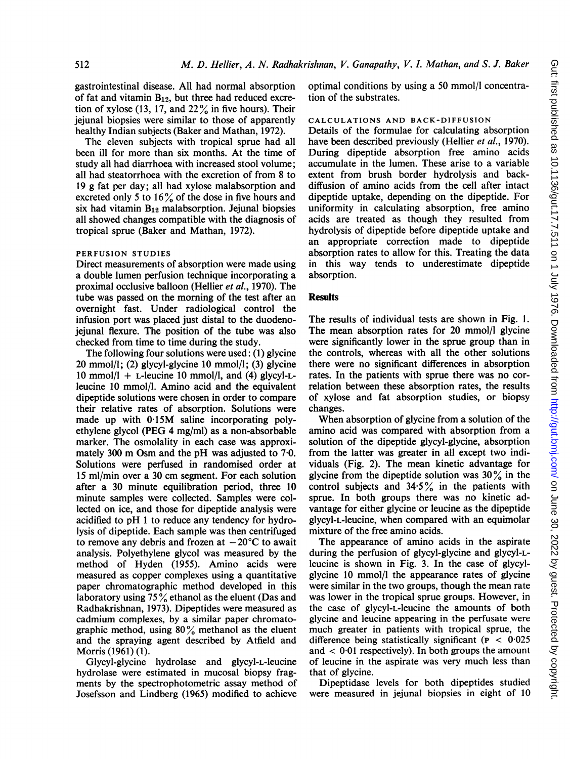gastrointestinal disease. All had normal absorption of fat and vitamin $B_{12}$, but three had reduced excretion of xylose (13, 17, and 22% in five hours). Their jejunal biopsies were similar to those of apparently healthy Indian subjects (Baker and Mathan, 1972).

The eleven subjects with tropical sprue had all been ill for more than six months. At the time of study all had diarrhoea with increased stool volume; all had steatorrhoea with the excretion of from 8 to 19 g fat per day; all had xylose malabsorption and excreted only 5 to 16% of the dose in five hours and six had vitamin $B_{12}$ malabsorption. Jejunal biopsies all showed changes compatible with the diagnosis of tropical sprue (Baker and Mathan, 1972).

### PERFUSION STUDIES

Direct measurements of absorption were made using a double lumen perfusion technique incorporating a proximal occlusive balloon (Hellier *et al.*, 1970). The tube was passed on the morning of the test after an overnight fast. Under radiological control the infusion port was placed just distal to the duodeno-jejunal flexure. The position of the tube was also checked from time to time during the study.

The following four solutions were used: (1) glycine 20 mmol/l; (2) glycyl-glycine 10 mmol/l; (3) glycine 10 mmol/l + L-leucine 10 mmol/l, and (4) glycyl-L-leucine 10 mmol/l. Amino acid and the equivalent dipeptide solutions were chosen in order to compare their relative rates of absorption. Solutions were made up with 0·15M saline incorporating polyethylene glycol (PEG 4 mg/ml) as a non-absorbable marker. The osmolality in each case was approximately 300 m Osm and the pH was adjusted to 7·0. Solutions were perfused in randomised order at 15 ml/min over a 30 cm segment. For each solution after a 30 minute equilibration period, three 10 minute samples were collected. Samples were collected on ice, and those for dipeptide analysis were acidified to pH 1 to reduce any tendency for hydrolysis of dipeptide. Each sample was then centrifuged to remove any debris and frozen at $-20°C$ to await analysis. Polyethylene glycol was measured by the method of Hyden (1955). Amino acids were measured as copper complexes using a quantitative paper chromatographic method developed in this laboratory using 75% ethanol as the eluent (Das and Radhakrishnan, 1973). Dipeptides were measured as cadmium complexes, by a similar paper chromatographic method, using 80% methanol as the eluent and the spraying agent described by Atfield and Morris (1961) (1).

Glycyl-glycine hydrolase and glycyl-L-leucine hydrolase were estimated in mucosal biopsy fragments by the spectrophotometric assay method of Josefsson and Lindberg (1965) modified to achieve optimal conditions by using a 50 mmol/l concentration of the substrates.

### CALCULATIONS AND BACK-DIFFUSION

Details of the formulae for calculating absorption have been described previously (Hellier *et al.*, 1970). During dipeptide absorption free amino acids accumulate in the lumen. These arise to a variable extent from brush border hydrolysis and back-diffusion of amino acids from the cell after intact dipeptide uptake, depending on the dipeptide. For uniformity in calculating absorption, free amino acids are treated as though they resulted from hydrolysis of dipeptide before dipeptide uptake and an appropriate correction made to dipeptide absorption rates to allow for this. Treating the data in this way tends to underestimate dipeptide absorption.

## Results

The results of individual tests are shown in Fig. 1. The mean absorption rates for 20 mmol/l glycine were significantly lower in the sprue group than in the controls, whereas with all the other solutions there were no significant differences in absorption rates. In the patients with sprue there was no correlation between these absorption rates, the results of xylose and fat absorption studies, or biopsy changes.

When absorption of glycine from a solution of the amino acid was compared with absorption from a solution of the dipeptide glycyl-glycine, absorption from the latter was greater in all except two individuals (Fig. 2). The mean kinetic advantage for glycine from the dipeptide solution was 30% in the control subjects and 34·5% in the patients with sprue. In both groups there was no kinetic advantage for either glycine or leucine as the dipeptide glycyl-L-leucine, when compared with an equimolar mixture of the free amino acids.

The appearance of amino acids in the aspirate during the perfusion of glycyl-glycine and glycyl-L-leucine is shown in Fig. 3. In the case of glycyl-glycine 10 mmol/l the appearance rates of glycine were similar in the two groups, though the mean rate was lower in the tropical sprue groups. However, in the case of glycyl-L-leucine the amounts of both glycine and leucine appearing in the perfusate were much greater in patients with tropical sprue, the difference being statistically significant ($P < 0.025$ and $< 0.01$ respectively). In both groups the amount of leucine in the aspirate was very much less than that of glycine.

Dipeptidase levels for both dipeptides studied were measured in jejunal biopsies in eight of 10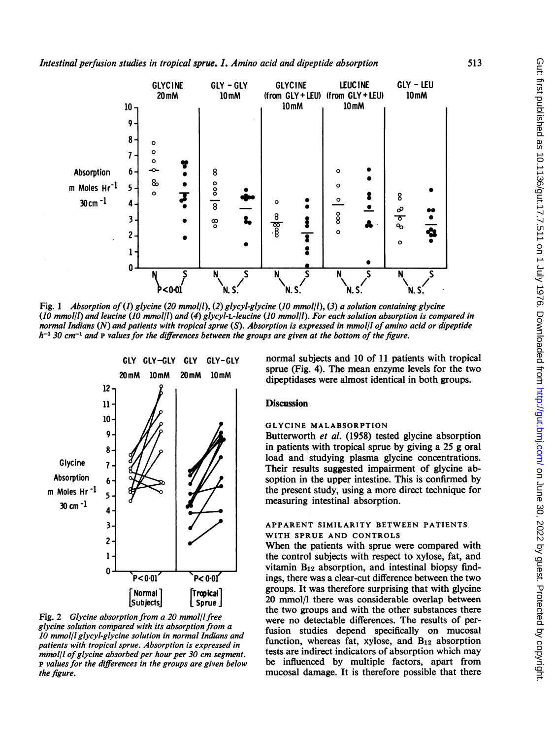Fig. 1 *Absorption of (1) glycine (20 mmol/l), (2) glycyl-glycine (10 mmol/l), (3) a solution containing glycine (10 mmol/l) and leucine (10 mmol/l) and (4) glycyl-L-leucine (10 mmol/l). For each solution absorption is compared in normal Indians (N) and patients with tropical sprue (S). Absorption is expressed in mmol/l of amino acid or dipeptide* $h^{-1}$ *30* $cm^{-1}$ *and* P *values for the differences between the groups are given at the bottom of the figure.*

Fig. 2 *Glycine absorption from a 20 mmol/l free glycine solution compared with its absorption from a 10 mmol/l glycyl-glycine solution in normal Indians and patients with tropical sprue. Absorption is expressed in mmol/l of glycine absorbed per hour per 30 cm segment.* P *values for the differences in the groups are given below the figure.*

normal subjects and 10 of 11 patients with tropical sprue (Fig. 4). The mean enzyme levels for the two dipeptidases were almost identical in both groups.

## Discussion

### GLYCINE MALABSORPTION

Butterworth *et al.* (1958) tested glycine absorption in patients with tropical sprue by giving a 25 g oral load and studying plasma glycine concentrations. Their results suggested impairment of glycine absoption in the upper intestine. This is confirmed by the present study, using a more direct technique for measuring intestinal absorption.

### APPARENT SIMILARITY BETWEEN PATIENTS WITH SPRUE AND CONTROLS

When the patients with sprue were compared with the control subjects with respect to xylose, fat, and vitamin $B_{12}$ absorption, and intestinal biopsy findings, there was a clear-cut difference between the two groups. It was therefore surprising that with glycine 20 mmol/l there was considerable overlap between the two groups and with the other substances there were no detectable differences. The results of perfusion studies depend specifically on mucosal function, whereas fat, xylose, and $B_{12}$ absorption tests are indirect indicators of absorption which may be influenced by multiple factors, apart from mucosal damage. It is therefore possible that there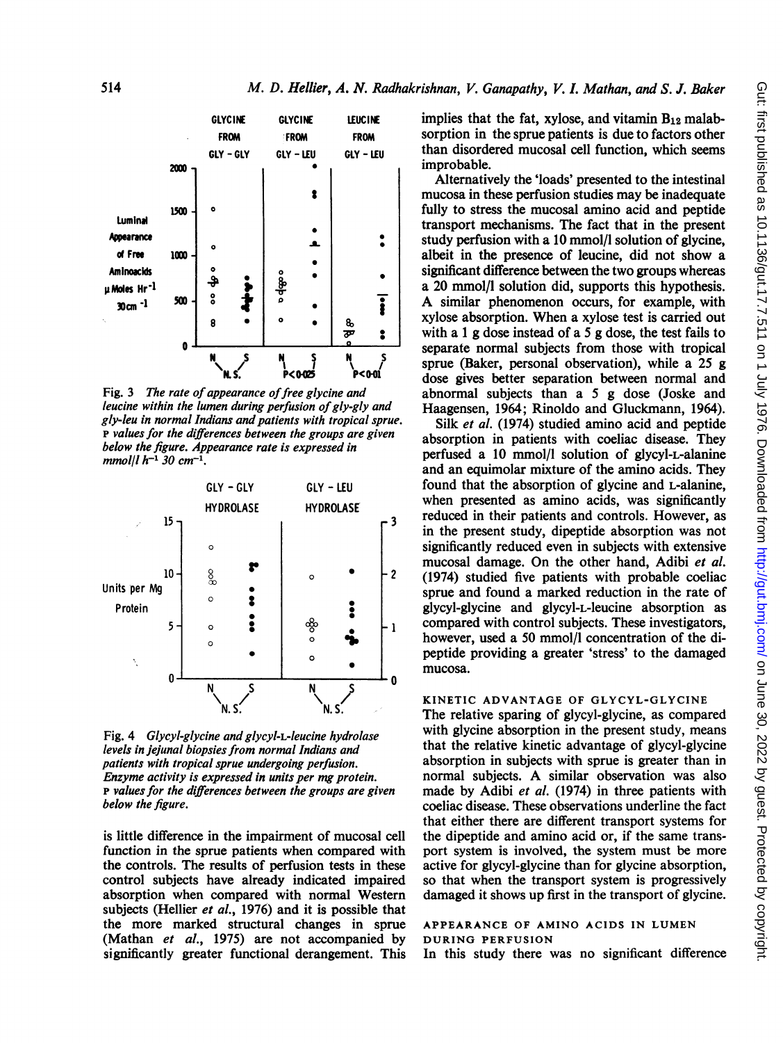Fig. 3 *The rate of appearance of free glycine and leucine within the lumen during perfusion of gly-gly and gly-leu in normal Indians and patients with tropical sprue.* P *values for the differences between the groups are given below the figure. Appearance rate is expressed in* mmol/l $h^{-1}$ 30 $cm^{-1}$.

Fig. 4 *Glycyl-glycine and glycyl-L-leucine hydrolase levels in jejunal biopsies from normal Indians and patients with tropical sprue undergoing perfusion. Enzyme activity is expressed in units per mg protein.* P *values for the differences between the groups are given below the figure.*

is little difference in the impairment of mucosal cell function in the sprue patients when compared with the controls. The results of perfusion tests in these control subjects have already indicated impaired absorption when compared with normal Western subjects (Hellier *et al.*, 1976) and it is possible that the more marked structural changes in sprue (Mathan *et al.*, 1975) are not accompanied by significantly greater functional derangement. This implies that the fat, xylose, and vitamin $B_{12}$ malabsorption in the sprue patients is due to factors other than disordered mucosal cell function, which seems improbable.

Alternatively the 'loads' presented to the intestinal mucosa in these perfusion studies may be inadequate fully to stress the mucosal amino acid and peptide transport mechanisms. The fact that in the present study perfusion with a 10 mmol/l solution of glycine, albeit in the presence of leucine, did not show a significant difference between the two groups whereas a 20 mmol/l solution did, supports this hypothesis. A similar phenomenon occurs, for example, with xylose absorption. When a xylose test is carried out with a 1 g dose instead of a 5 g dose, the test fails to separate normal subjects from those with tropical sprue (Baker, personal observation), while a 25 g dose gives better separation between normal and abnormal subjects than a 5 g dose (Joske and Haagensen, 1964; Rinoldo and Gluckmann, 1964).

Silk *et al.* (1974) studied amino acid and peptide absorption in patients with coeliac disease. They perfused a 10 mmol/l solution of glycyl-L-alanine and an equimolar mixture of the amino acids. They found that the absorption of glycine and L-alanine, when presented as amino acids, was significantly reduced in their patients and controls. However, as in the present study, dipeptide absorption was not significantly reduced even in subjects with extensive mucosal damage. On the other hand, Adibi *et al.* (1974) studied five patients with probable coeliac sprue and found a marked reduction in the rate of glycyl-glycine and glycyl-L-leucine absorption as compared with control subjects. These investigators, however, used a 50 mmol/l concentration of the dipeptide providing a greater 'stress' to the damaged mucosa.

## KINETIC ADVANTAGE OF GLYCYL-GLYCINE

The relative sparing of glycyl-glycine, as compared with glycine absorption in the present study, means that the relative kinetic advantage of glycyl-glycine absorption in subjects with sprue is greater than in normal subjects. A similar observation was also made by Adibi *et al.* (1974) in three patients with coeliac disease. These observations underline the fact that either there are different transport systems for the dipeptide and amino acid or, if the same transport system is involved, the system must be more active for glycyl-glycine than for glycine absorption, so that when the transport system is progressively damaged it shows up first in the transport of glycine.

## APPEARANCE OF AMINO ACIDS IN LUMEN DURING PERFUSION

In this study there was no significant difference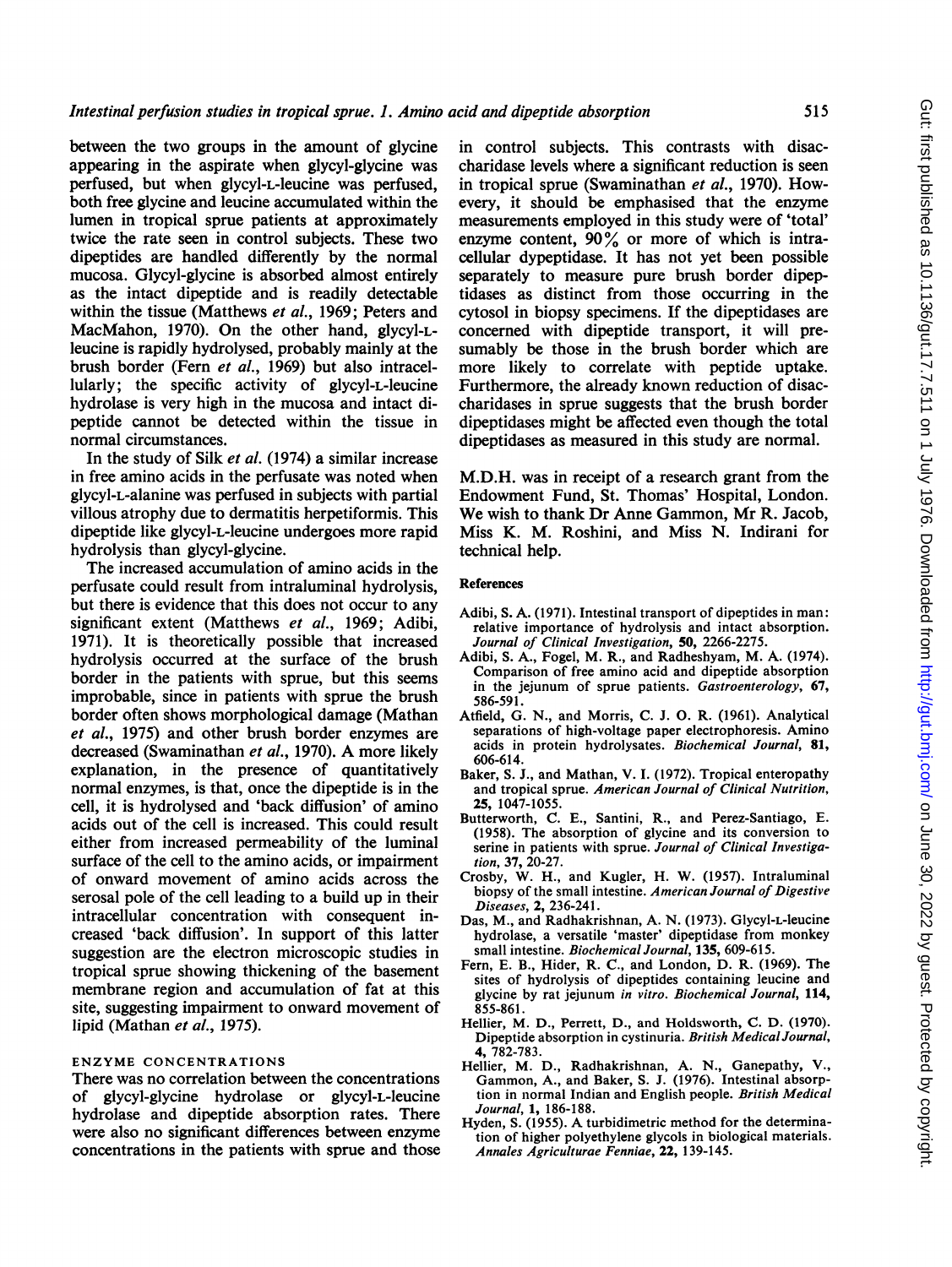between the two groups in the amount of glycine appearing in the aspirate when glycyl-glycine was perfused, but when glycyl-L-leucine was perfused, both free glycine and leucine accumulated within the lumen in tropical sprue patients at approximately twice the rate seen in control subjects. These two dipeptides are handled differently by the normal mucosa. Glycyl-glycine is absorbed almost entirely as the intact dipeptide and is readily detectable within the tissue (Matthews *et al.*, 1969; Peters and MacMahon, 1970). On the other hand, glycyl-L-leucine is rapidly hydrolysed, probably mainly at the brush border (Fern *et al.*, 1969) but also intracellularly; the specific activity of glycyl-L-leucine hydrolase is very high in the mucosa and intact dipeptide cannot be detected within the tissue in normal circumstances.

In the study of Silk *et al.* (1974) a similar increase in free amino acids in the perfusate was noted when glycyl-L-alanine was perfused in subjects with partial villous atrophy due to dermatitis herpetiformis. This dipeptide like glycyl-L-leucine undergoes more rapid hydrolysis than glycyl-glycine.

The increased accumulation of amino acids in the perfusate could result from intraluminal hydrolysis, but there is evidence that this does not occur to any significant extent (Matthews *et al.*, 1969; Adibi, 1971). It is theoretically possible that increased hydrolysis occurred at the surface of the brush border in the patients with sprue, but this seems improbable, since in patients with sprue the brush border often shows morphological damage (Mathan *et al.*, 1975) and other brush border enzymes are decreased (Swaminathan *et al.*, 1970). A more likely explanation, in the presence of quantitatively normal enzymes, is that, once the dipeptide is in the cell, it is hydrolysed and 'back diffusion' of amino acids out of the cell is increased. This could result either from increased permeability of the luminal surface of the cell to the amino acids, or impairment of onward movement of amino acids across the serosal pole of the cell leading to a build up in their intracellular concentration with consequent increased 'back diffusion'. In support of this latter suggestion are the electron microscopic studies in tropical sprue showing thickening of the basement membrane region and accumulation of fat at this site, suggesting impairment to onward movement of lipid (Mathan *et al.*, 1975).

## ENZYME CONCENTRATIONS

There was no correlation between the concentrations of glycyl-glycine hydrolase or glycyl-L-leucine hydrolase and dipeptide absorption rates. There were also no significant differences between enzyme concentrations in the patients with sprue and those in control subjects. This contrasts with disaccharidase levels where a significant reduction is seen in tropical sprue (Swaminathan *et al.*, 1970). Howevery, it should be emphasised that the enzyme measurements employed in this study were of 'total' enzyme content, 90% or more of which is intracellular dypeptidase. It has not yet been possible separately to measure pure brush border dipeptidases as distinct from those occurring in the cytosol in biopsy specimens. If the dipeptidases are concerned with dipeptide transport, it will presumably be those in the brush border which are more likely to correlate with peptide uptake. Furthermore, the already known reduction of disaccharidases in sprue suggests that the brush border dipeptidases might be affected even though the total dipeptidases as measured in this study are normal.

M.D.H. was in receipt of a research grant from the Endowment Fund, St. Thomas' Hospital, London. We wish to thank Dr Anne Gammon, Mr R. Jacob, Miss K. M. Roshini, and Miss N. Indirani for technical help.

## References

Adibi, S. A. (1971). Intestinal transport of dipeptides in man: relative importance of hydrolysis and intact absorption. *Journal of Clinical Investigation*, **50**, 2266-2275.

Adibi, S. A., Fogel, M. R., and Radheshyam, M. A. (1974). Comparison of free amino acid and dipeptide absorption in the jejunum of sprue patients. *Gastroenterology*, **67**, 586-591.

Atfield, G. N., and Morris, C. J. O. R. (1961). Analytical separations of high-voltage paper electrophoresis. Amino acids in protein hydrolysates. *Biochemical Journal*, **81**, 606-614.

Baker, S. J., and Mathan, V. I. (1972). Tropical enteropathy and tropical sprue. *American Journal of Clinical Nutrition*, **25**, 1047-1055.

Butterworth, C. E., Santini, R., and Perez-Santiago, E. (1958). The absorption of glycine and its conversion to serine in patients with sprue. *Journal of Clinical Investigation*, **37**, 20-27.

Crosby, W. H., and Kugler, H. W. (1957). Intraluminal biopsy of the small intestine. *American Journal of Digestive Diseases*, **2**, 236-241.

Das, M., and Radhakrishnan, A. N. (1973). Glycyl-L-leucine hydrolase, a versatile 'master' dipeptidase from monkey small intestine. *Biochemical Journal*, **135**, 609-615.

Fern, E. B., Hider, R. C., and London, D. R. (1969). The sites of hydrolysis of dipeptides containing leucine and glycine by rat jejunum *in vitro*. *Biochemical Journal*, **114**, 855-861.

Hellier, M. D., Perrett, D., and Holdsworth, C. D. (1970). Dipeptide absorption in cystinuria. *British Medical Journal*, **4**, 782-783.

Hellier, M. D., Radhakrishnan, A. N., Ganepathy, V., Gammon, A., and Baker, S. J. (1976). Intestinal absorption in normal Indian and English people. *British Medical Journal*, **1**, 186-188.

Hyden, S. (1955). A turbidimetric method for the determination of higher polyethylene glycols in biological materials. *Annales Agriculturae Fenniae*, **22**, 139-145.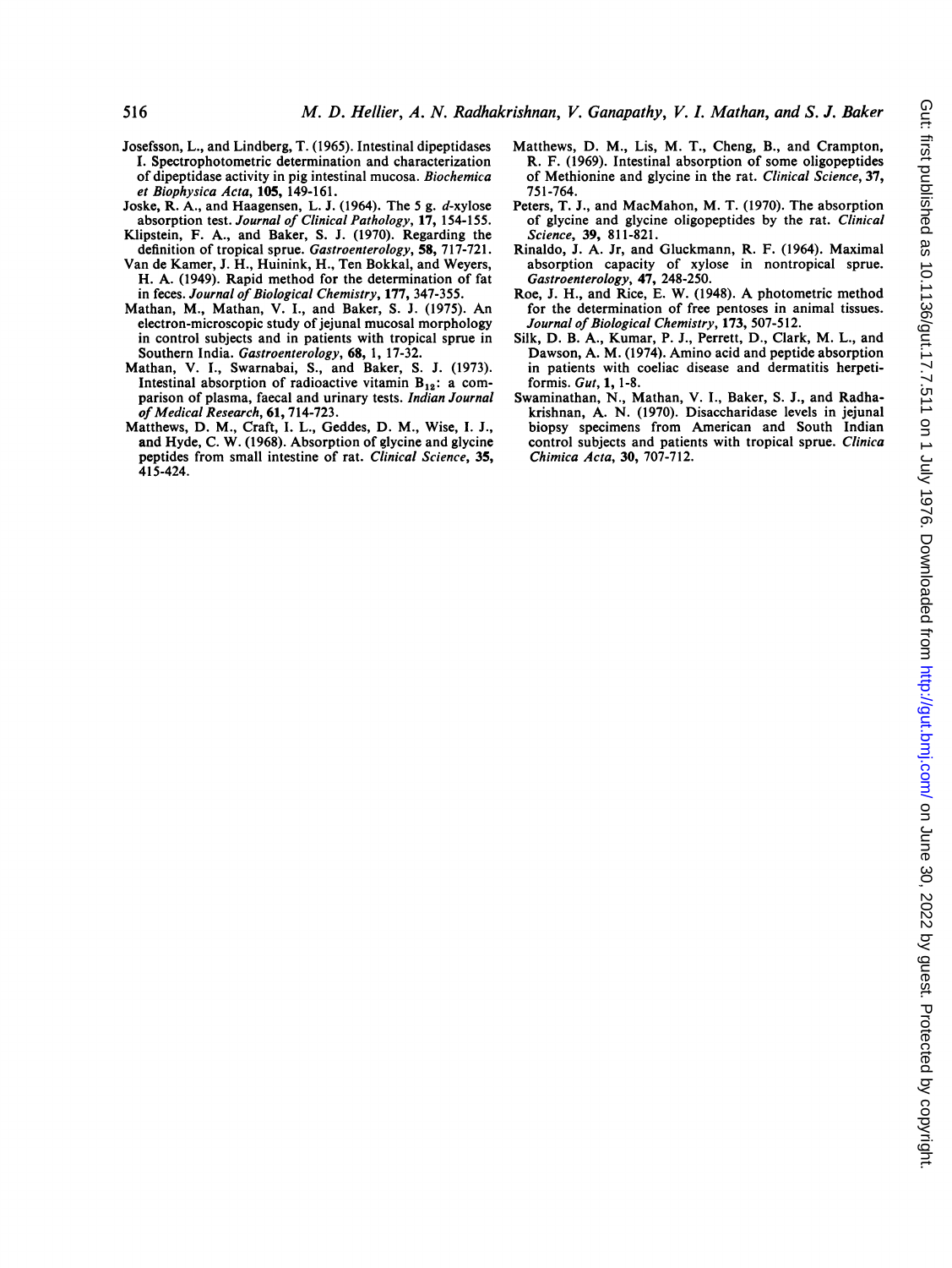Josefsson, L., and Lindberg, T. (1965). Intestinal dipeptidases I. Spectrophotometric determination and characterization of dipeptidase activity in pig intestinal mucosa. *Biochemica et Biophysica Acta*, **105**, 149-161.

Joske, R. A., and Haagensen, L. J. (1964). The 5 g. *d*-xylose absorption test. *Journal of Clinical Pathology*, **17**, 154-155.

Klipstein, F. A., and Baker, S. J. (1970). Regarding the definition of tropical sprue. *Gastroenterology*, **58**, 717-721.

Van de Kamer, J. H., Huinink, H., Ten Bokkal, and Weyers, H. A. (1949). Rapid method for the determination of fat in feces. *Journal of Biological Chemistry*, **177**, 347-355.

Mathan, M., Mathan, V. I., and Baker, S. J. (1975). An electron-microscopic study of jejunal mucosal morphology in control subjects and in patients with tropical sprue in Southern India. *Gastroenterology*, **68**, 1, 17-32.

Mathan, V. I., Swarnabai, S., and Baker, S. J. (1973). Intestinal absorption of radioactive vitamin $B_{12}$: a comparison of plasma, faecal and urinary tests. *Indian Journal of Medical Research*, **61**, 714-723.

Matthews, D. M., Craft, I. L., Geddes, D. M., Wise, I. J., and Hyde, C. W. (1968). Absorption of glycine and glycine peptides from small intestine of rat. *Clinical Science*, **35**, 415-424.

Matthews, D. M., Lis, M. T., Cheng, B., and Crampton, R. F. (1969). Intestinal absorption of some oligopeptides of Methionine and glycine in the rat. *Clinical Science*, **37**, 751-764.

Peters, T. J., and MacMahon, M. T. (1970). The absorption of glycine and glycine oligopeptides by the rat. *Clinical Science*, **39**, 811-821.

Rinaldo, J. A. Jr, and Gluckmann, R. F. (1964). Maximal absorption capacity of xylose in nontropical sprue. *Gastroenterology*, **47**, 248-250.

Roe, J. H., and Rice, E. W. (1948). A photometric method for the determination of free pentoses in animal tissues. *Journal of Biological Chemistry*, **173**, 507-512.

Silk, D. B. A., Kumar, P. J., Perrett, D., Clark, M. L., and Dawson, A. M. (1974). Amino acid and peptide absorption in patients with coeliac disease and dermatitis herpetiformis. *Gut*, **1**, 1-8.

Swaminathan, N., Mathan, V. I., Baker, S. J., and Radhakrishnan, A. N. (1970). Disaccharidase levels in jejunal biopsy specimens from American and South Indian control subjects and patients with tropical sprue. *Clinica Chimica Acta*, **30**, 707-712.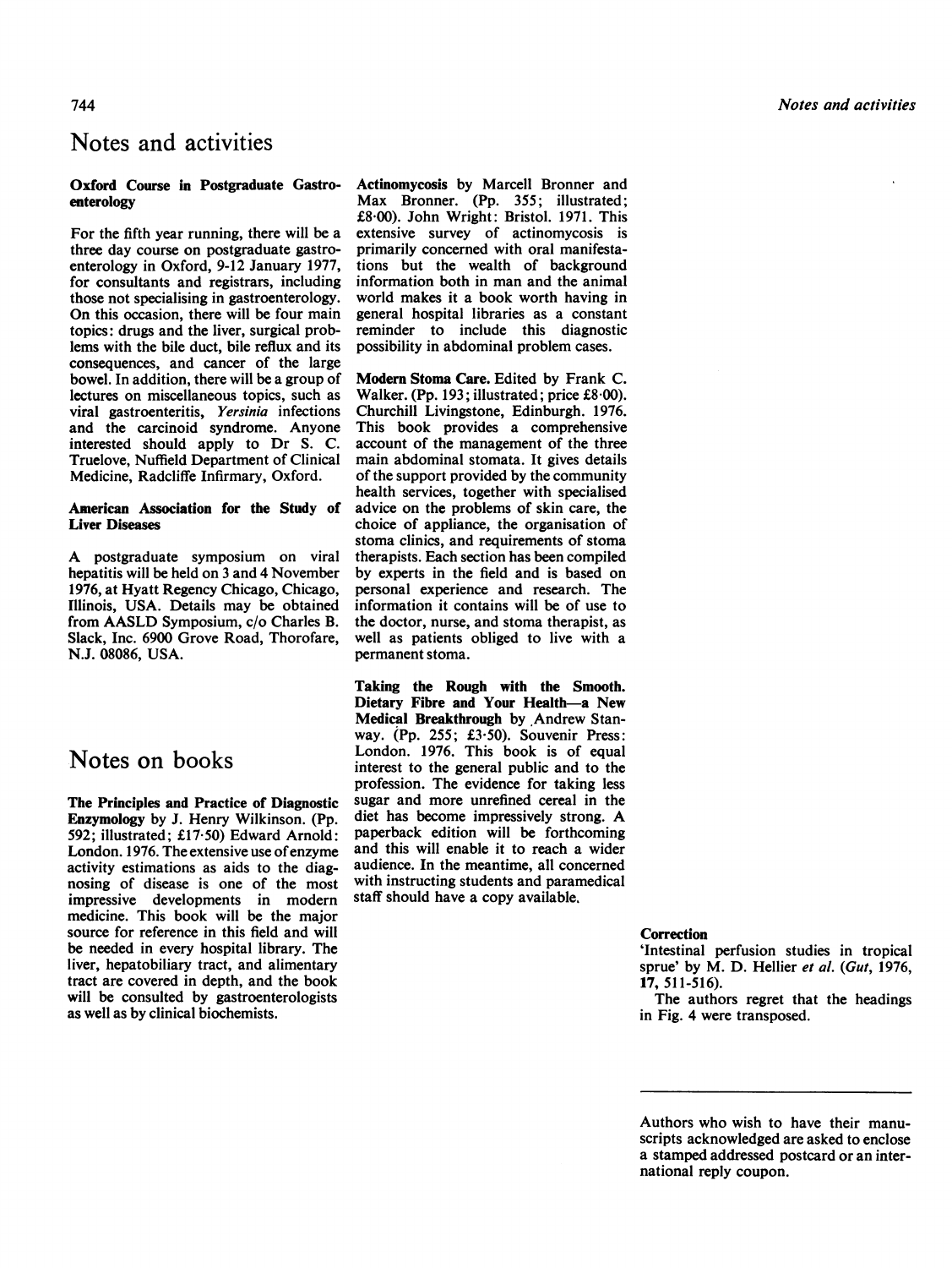# Notes and activities

## Oxford Course in Postgraduate Gastroenterology

For the fifth year running, there will be a three day course on postgraduate gastroenterology in Oxford, 9-12 January 1977, for consultants and registrars, including those not specialising in gastroenterology. On this occasion, there will be four main topics: drugs and the liver, surgical problems with the bile duct, bile reflux and its consequences, and cancer of the large bowel. In addition, there will be a group of lectures on miscellaneous topics, such as viral gastroenteritis, *Yersinia* infections and the carcinoid syndrome. Anyone interested should apply to Dr S. C. Truelove, Nuffield Department of Clinical Medicine, Radcliffe Infirmary, Oxford.

## American Association for the Study of Liver Diseases

A postgraduate symposium on viral hepatitis will be held on 3 and 4 November 1976, at Hyatt Regency Chicago, Chicago, Illinois, USA. Details may be obtained from AASLD Symposium, c/o Charles B. Slack, Inc. 6900 Grove Road, Thorofare, N.J. 08086, USA.

# Notes on books

**The Principles and Practice of Diagnostic Enzymology** by J. Henry Wilkinson. (Pp. 592; illustrated; £17·50) Edward Arnold: London. 1976. The extensive use of enzyme activity estimations as aids to the diagnosing of disease is one of the most impressive developments in modern medicine. This book will be the major source for reference in this field and will be needed in every hospital library. The liver, hepatobiliary tract, and alimentary tract are covered in depth, and the book will be consulted by gastroenterologists as well as by clinical biochemists.

**Actinomycosis** by Marcell Bronner and Max Bronner. (Pp. 355; illustrated; £8·00). John Wright: Bristol. 1971. This extensive survey of actinomycosis is primarily concerned with oral manifestations but the wealth of background information both in man and the animal world makes it a book worth having in general hospital libraries as a constant reminder to include this diagnostic possibility in abdominal problem cases.

**Modern Stoma Care.** Edited by Frank C. Walker. (Pp. 193; illustrated; price £8·00). Churchill Livingstone, Edinburgh. 1976. This book provides a comprehensive account of the management of the three main abdominal stomata. It gives details of the support provided by the community health services, together with specialised advice on the problems of skin care, the choice of appliance, the organisation of stoma clinics, and requirements of stoma therapists. Each section has been compiled by experts in the field and is based on personal experience and research. The information it contains will be of use to the doctor, nurse, and stoma therapist, as well as patients obliged to live with a permanent stoma.

**Taking the Rough with the Smooth. Dietary Fibre and Your Health—a New Medical Breakthrough** by Andrew Stanway. (Pp. 255; £3·50). Souvenir Press: London. 1976. This book is of equal interest to the general public and to the profession. The evidence for taking less sugar and more unrefined cereal in the diet has become impressively strong. A paperback edition will be forthcoming and this will enable it to reach a wider audience. In the meantime, all concerned with instructing students and paramedical staff should have a copy available.

## Correction

'Intestinal perfusion studies in tropical sprue' by M. D. Hellier *et al.* (*Gut*, 1976, **17**, 511-516).

The authors regret that the headings in Fig. 4 were transposed.

---

Authors who wish to have their manuscripts acknowledged are asked to enclose a stamped addressed postcard or an international reply coupon.